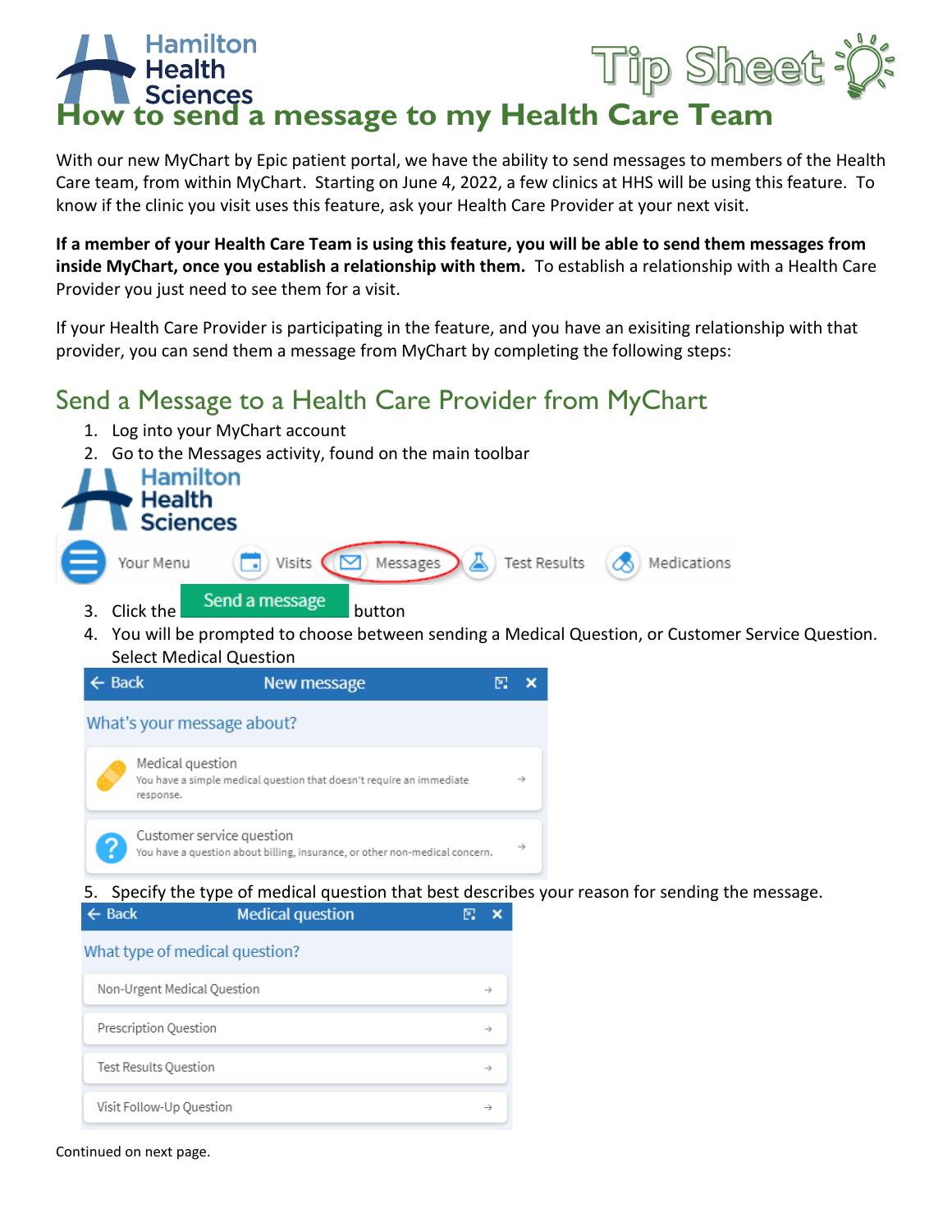# How to send a message to my Health Care Team

With our new MyChart by Epic patient portal, we have the ability to send messages to members of the Health Care team, from within MyChart. Starting on June 4, 2022, a few clinics at HHS will be using this feature. To know if the clinic you visit uses this feature, ask your Health Care Provider at your next visit.

**If a member of your Health Care Team is using this feature, you will be able to send them messages from inside MyChart, once you establish a relationship with them.** To establish a relationship with a Health Care Provider you just need to see them for a visit.

If your Health Care Provider is participating in the feature, and you have an exisiting relationship with that provider, you can send them a message from MyChart by completing the following steps:

## Send a Message to a Health Care Provider from MyChart

1. Log into your MyChart account
2. Go to the Messages activity, found on the main toolbar

   Your Menu | Visits | Messages | Test Results | Medications

3. Click the **Send a message** button
4. You will be prompted to choose between sending a Medical Question, or Customer Service Question. Select Medical Question

   **New message**

   What's your message about?

   - Medical question — You have a simple medical question that doesn't require an immediate response.
   - Customer service question — You have a question about billing, insurance, or other non-medical concern.

5. Specify the type of medical question that best describes your reason for sending the message.

   **Medical question**

   What type of medical question?

   - Non-Urgent Medical Question
   - Prescription Question
   - Test Results Question
   - Visit Follow-Up Question

Continued on next page.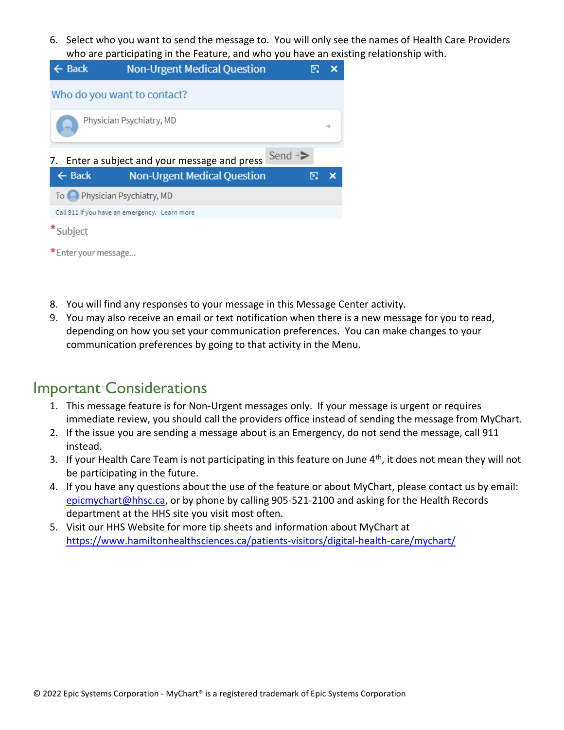6. Select who you want to send the message to. You will only see the names of Health Care Providers who are participating in the Feature, and who you have an existing relationship with.

← Back Non-Urgent Medical Question

Who do you want to contact?

Physician Psychiatry, MD

7. Enter a subject and your message and press Send

← Back Non-Urgent Medical Question

To Physician Psychiatry, MD

Call 911 if you have an emergency. Learn more

*Subject

*Enter your message...

8. You will find any responses to your message in this Message Center activity.
9. You may also receive an email or text notification when there is a new message for you to read, depending on how you set your communication preferences. You can make changes to your communication preferences by going to that activity in the Menu.

## Important Considerations

1. This message feature is for Non-Urgent messages only. If your message is urgent or requires immediate review, you should call the providers office instead of sending the message from MyChart.
2. If the issue you are sending a message about is an Emergency, do not send the message, call 911 instead.
3. If your Health Care Team is not participating in this feature on June 4th, it does not mean they will not be participating in the future.
4. If you have any questions about the use of the feature or about MyChart, please contact us by email: epicmychart@hhsc.ca, or by phone by calling 905-521-2100 and asking for the Health Records department at the HHS site you visit most often.
5. Visit our HHS Website for more tip sheets and information about MyChart at https://www.hamiltonhealthsciences.ca/patients-visitors/digital-health-care/mychart/

© 2022 Epic Systems Corporation - MyChart® is a registered trademark of Epic Systems Corporation